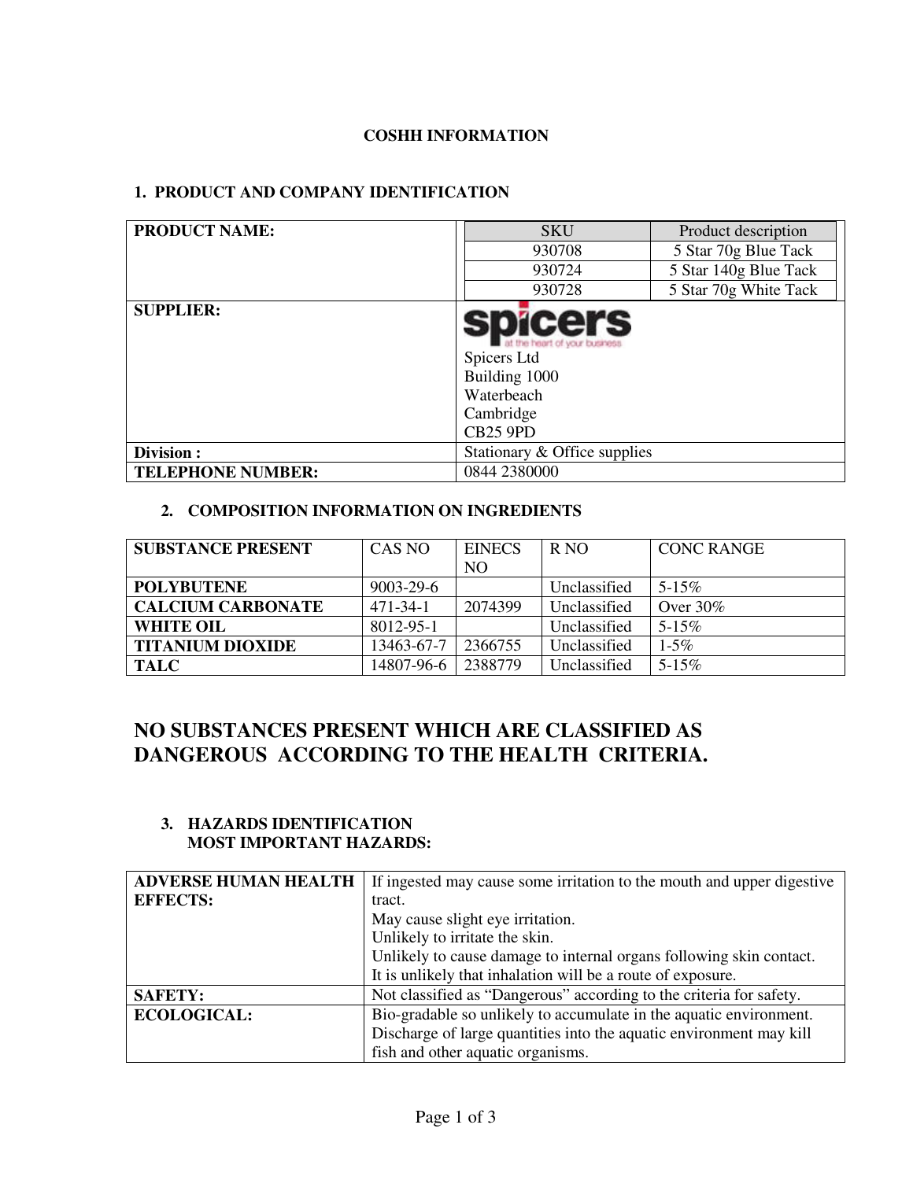# COSHH INFORMATION

## 1. PRODUCT AND COMPANY IDENTIFICATION

| | |
|---|---|
| **PRODUCT NAME:** | SKU: 930708 – 5 Star 70g Blue Tack<br>SKU: 930724 – 5 Star 140g Blue Tack<br>SKU: 930728 – 5 Star 70g White Tack |
| **SUPPLIER:** | spicers – at the heart of your business<br>Spicers Ltd<br>Building 1000<br>Waterbeach<br>Cambridge<br>CB25 9PD |
| **Division :** | Stationary & Office supplies |
| **TELEPHONE NUMBER:** | 0844 2380000 |

## 2. COMPOSITION INFORMATION ON INGREDIENTS

| SUBSTANCE PRESENT | CAS NO | EINECS NO | R NO | CONC RANGE |
|---|---|---|---|---|
| **POLYBUTENE** | 9003-29-6 | | Unclassified | 5-15% |
| **CALCIUM CARBONATE** | 471-34-1 | 2074399 | Unclassified | Over 30% |
| **WHITE OIL** | 8012-95-1 | | Unclassified | 5-15% |
| **TITANIUM DIOXIDE** | 13463-67-7 | 2366755 | Unclassified | 1-5% |
| **TALC** | 14807-96-6 | 2388779 | Unclassified | 5-15% |

# NO SUBSTANCES PRESENT WHICH ARE CLASSIFIED AS DANGEROUS ACCORDING TO THE HEALTH CRITERIA.

## 3. HAZARDS IDENTIFICATION
### MOST IMPORTANT HAZARDS:

| | |
|---|---|
| **ADVERSE HUMAN HEALTH EFFECTS:** | If ingested may cause some irritation to the mouth and upper digestive tract.<br>May cause slight eye irritation.<br>Unlikely to irritate the skin.<br>Unlikely to cause damage to internal organs following skin contact.<br>It is unlikely that inhalation will be a route of exposure. |
| **SAFETY:** | Not classified as "Dangerous" according to the criteria for safety. |
| **ECOLOGICAL:** | Bio-gradable so unlikely to accumulate in the aquatic environment.<br>Discharge of large quantities into the aquatic environment may kill fish and other aquatic organisms. |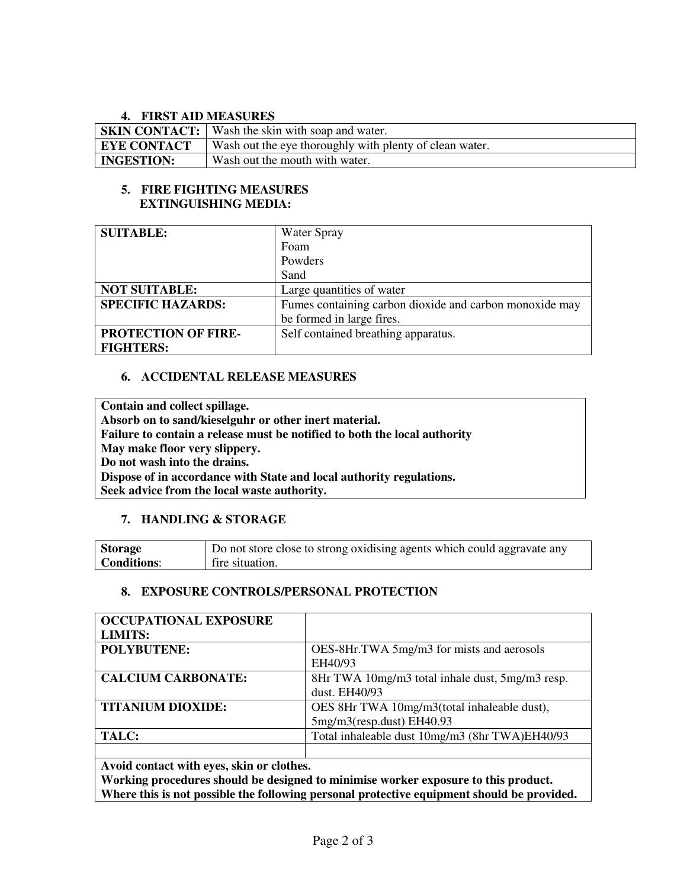## 4. FIRST AID MEASURES

| | |
|---|---|
| **SKIN CONTACT:** | Wash the skin with soap and water. |
| **EYE CONTACT** | Wash out the eye thoroughly with plenty of clean water. |
| **INGESTION:** | Wash out the mouth with water. |

## 5. FIRE FIGHTING MEASURES

**EXTINGUISHING MEDIA:**

| | |
|---|---|
| **SUITABLE:** | Water Spray<br>Foam<br>Powders<br>Sand |
| **NOT SUITABLE:** | Large quantities of water |
| **SPECIFIC HAZARDS:** | Fumes containing carbon dioxide and carbon monoxide may be formed in large fires. |
| **PROTECTION OF FIRE-FIGHTERS:** | Self contained breathing apparatus. |

## 6. ACCIDENTAL RELEASE MEASURES

**Contain and collect spillage.**
**Absorb on to sand/kieselguhr or other inert material.**
**Failure to contain a release must be notified to both the local authority**
**May make floor very slippery.**
**Do not wash into the drains.**
**Dispose of in accordance with State and local authority regulations.**
**Seek advice from the local waste authority.**

## 7. HANDLING & STORAGE

| | |
|---|---|
| **Storage Conditions**: | Do not store close to strong oxidising agents which could aggravate any fire situation. |

## 8. EXPOSURE CONTROLS/PERSONAL PROTECTION

| **OCCUPATIONAL EXPOSURE LIMITS:** | |
|---|---|
| **POLYBUTENE:** | OES-8Hr.TWA 5mg/m3 for mists and aerosols EH40/93 |
| **CALCIUM CARBONATE:** | 8Hr TWA 10mg/m3 total inhale dust, 5mg/m3 resp. dust. EH40/93 |
| **TITANIUM DIOXIDE:** | OES 8Hr TWA 10mg/m3(total inhaleable dust), 5mg/m3(resp.dust) EH40.93 |
| **TALC:** | Total inhaleable dust 10mg/m3 (8hr TWA)EH40/93 |
| | |

**Avoid contact with eyes, skin or clothes.**
**Working procedures should be designed to minimise worker exposure to this product.**
**Where this is not possible the following personal protective equipment should be provided.**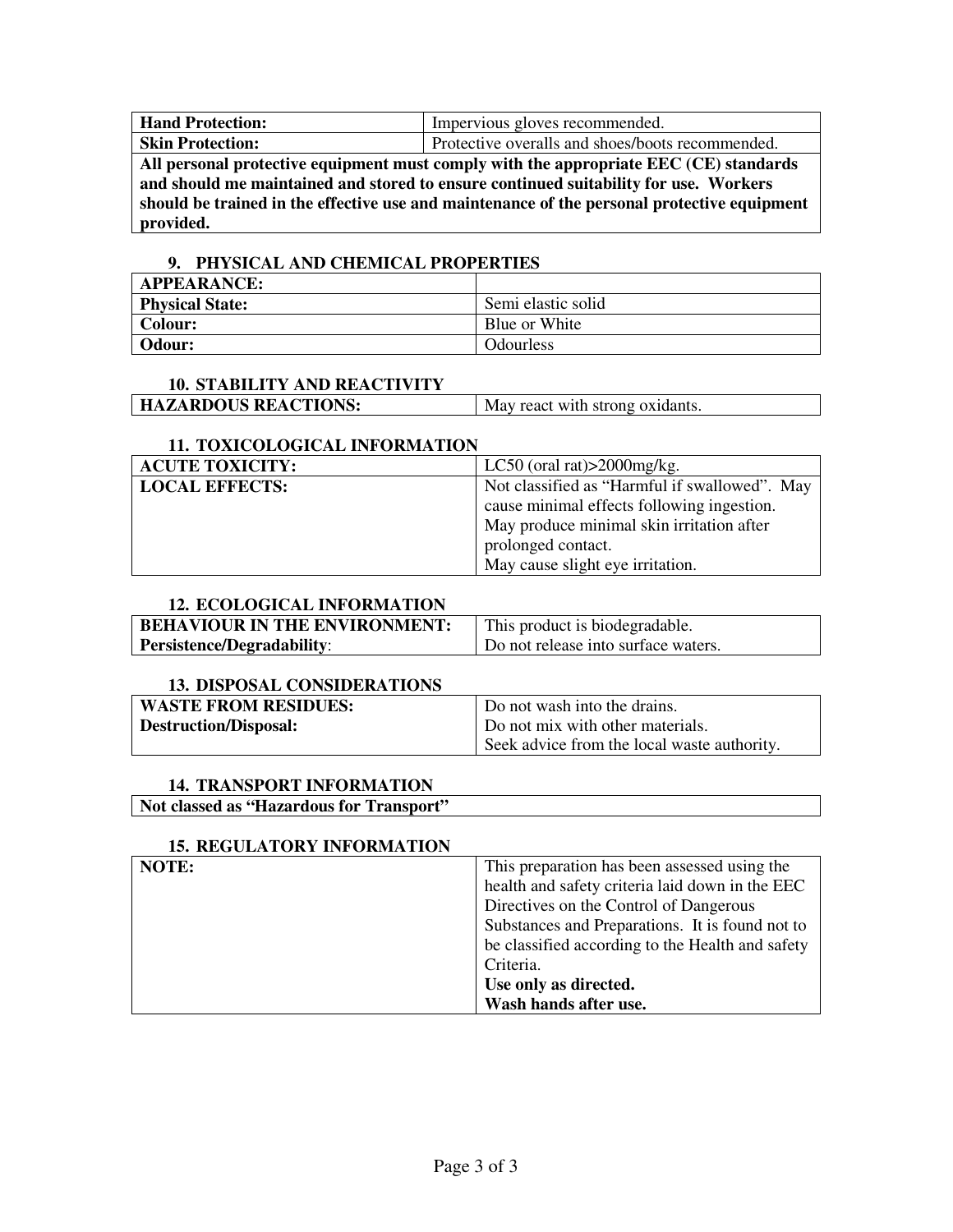| | |
|---|---|
| **Hand Protection:** | Impervious gloves recommended. |
| **Skin Protection:** | Protective overalls and shoes/boots recommended. |

**All personal protective equipment must comply with the appropriate EEC (CE) standards and should me maintained and stored to ensure continued suitability for use. Workers should be trained in the effective use and maintenance of the personal protective equipment provided.**

## 9. PHYSICAL AND CHEMICAL PROPERTIES

| | |
|---|---|
| **APPEARANCE:** | |
| **Physical State:** | Semi elastic solid |
| **Colour:** | Blue or White |
| **Odour:** | Odourless |

## 10. STABILITY AND REACTIVITY

| | |
|---|---|
| **HAZARDOUS REACTIONS:** | May react with strong oxidants. |

## 11. TOXICOLOGICAL INFORMATION

| | |
|---|---|
| **ACUTE TOXICITY:** | LC50 (oral rat)>2000mg/kg. |
| **LOCAL EFFECTS:** | Not classified as "Harmful if swallowed". May cause minimal effects following ingestion.<br>May produce minimal skin irritation after prolonged contact.<br>May cause slight eye irritation. |

## 12. ECOLOGICAL INFORMATION

| | |
|---|---|
| **BEHAVIOUR IN THE ENVIRONMENT:**<br>**Persistence/Degradability**: | This product is biodegradable.<br>Do not release into surface waters. |

## 13. DISPOSAL CONSIDERATIONS

| | |
|---|---|
| **WASTE FROM RESIDUES:**<br>**Destruction/Disposal:** | Do not wash into the drains.<br>Do not mix with other materials.<br>Seek advice from the local waste authority. |

## 14. TRANSPORT INFORMATION

**Not classed as "Hazardous for Transport"**

## 15. REGULATORY INFORMATION

| | |
|---|---|
| **NOTE:** | This preparation has been assessed using the health and safety criteria laid down in the EEC Directives on the Control of Dangerous Substances and Preparations. It is found not to be classified according to the Health and safety Criteria.<br>**Use only as directed.**<br>**Wash hands after use.** |